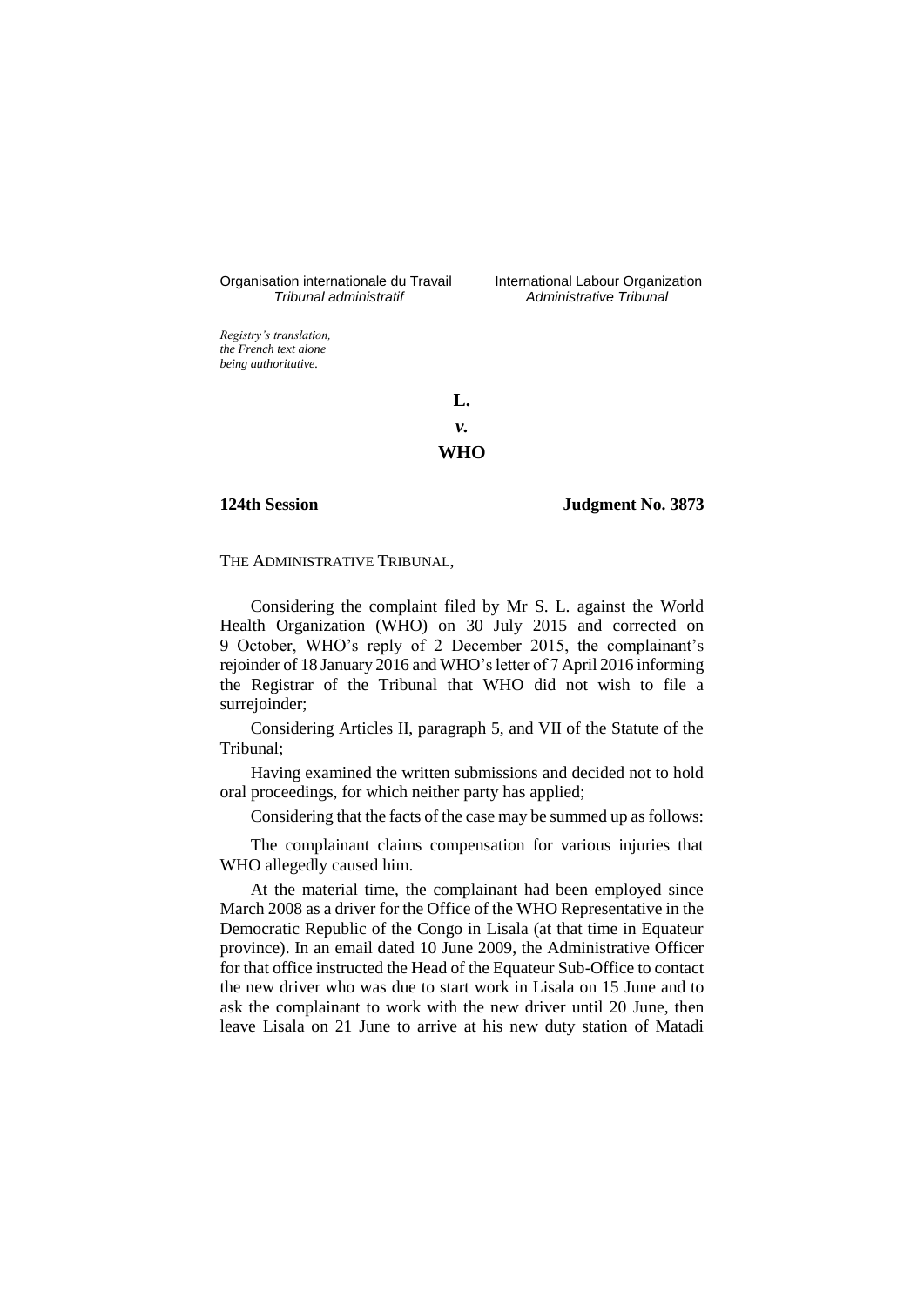Organisation internationale du Travail
*Tribunal administratif*

International Labour Organization
*Administrative Tribunal*

*Registry's translation, the French text alone being authoritative.*

**L.**

***v.***

**WHO**

**124th Session**

**Judgment No. 3873**

THE ADMINISTRATIVE TRIBUNAL,

Considering the complaint filed by Mr S. L. against the World Health Organization (WHO) on 30 July 2015 and corrected on 9 October, WHO's reply of 2 December 2015, the complainant's rejoinder of 18 January 2016 and WHO's letter of 7 April 2016 informing the Registrar of the Tribunal that WHO did not wish to file a surrejoinder;

Considering Articles II, paragraph 5, and VII of the Statute of the Tribunal;

Having examined the written submissions and decided not to hold oral proceedings, for which neither party has applied;

Considering that the facts of the case may be summed up as follows:

The complainant claims compensation for various injuries that WHO allegedly caused him.

At the material time, the complainant had been employed since March 2008 as a driver for the Office of the WHO Representative in the Democratic Republic of the Congo in Lisala (at that time in Equateur province). In an email dated 10 June 2009, the Administrative Officer for that office instructed the Head of the Equateur Sub-Office to contact the new driver who was due to start work in Lisala on 15 June and to ask the complainant to work with the new driver until 20 June, then leave Lisala on 21 June to arrive at his new duty station of Matadi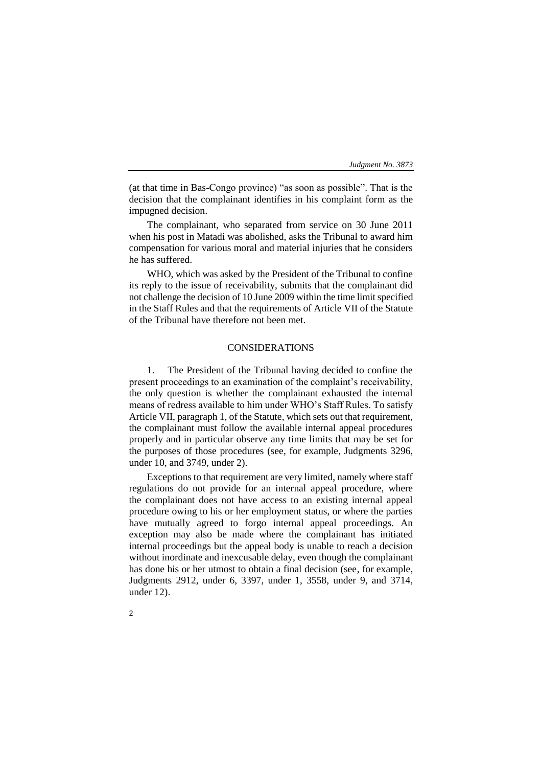(at that time in Bas-Congo province) "as soon as possible". That is the decision that the complainant identifies in his complaint form as the impugned decision.

The complainant, who separated from service on 30 June 2011 when his post in Matadi was abolished, asks the Tribunal to award him compensation for various moral and material injuries that he considers he has suffered.

WHO, which was asked by the President of the Tribunal to confine its reply to the issue of receivability, submits that the complainant did not challenge the decision of 10 June 2009 within the time limit specified in the Staff Rules and that the requirements of Article VII of the Statute of the Tribunal have therefore not been met.

## CONSIDERATIONS

1. The President of the Tribunal having decided to confine the present proceedings to an examination of the complaint's receivability, the only question is whether the complainant exhausted the internal means of redress available to him under WHO's Staff Rules. To satisfy Article VII, paragraph 1, of the Statute, which sets out that requirement, the complainant must follow the available internal appeal procedures properly and in particular observe any time limits that may be set for the purposes of those procedures (see, for example, Judgments 3296, under 10, and 3749, under 2).

Exceptions to that requirement are very limited, namely where staff regulations do not provide for an internal appeal procedure, where the complainant does not have access to an existing internal appeal procedure owing to his or her employment status, or where the parties have mutually agreed to forgo internal appeal proceedings. An exception may also be made where the complainant has initiated internal proceedings but the appeal body is unable to reach a decision without inordinate and inexcusable delay, even though the complainant has done his or her utmost to obtain a final decision (see, for example, Judgments 2912, under 6, 3397, under 1, 3558, under 9, and 3714, under 12).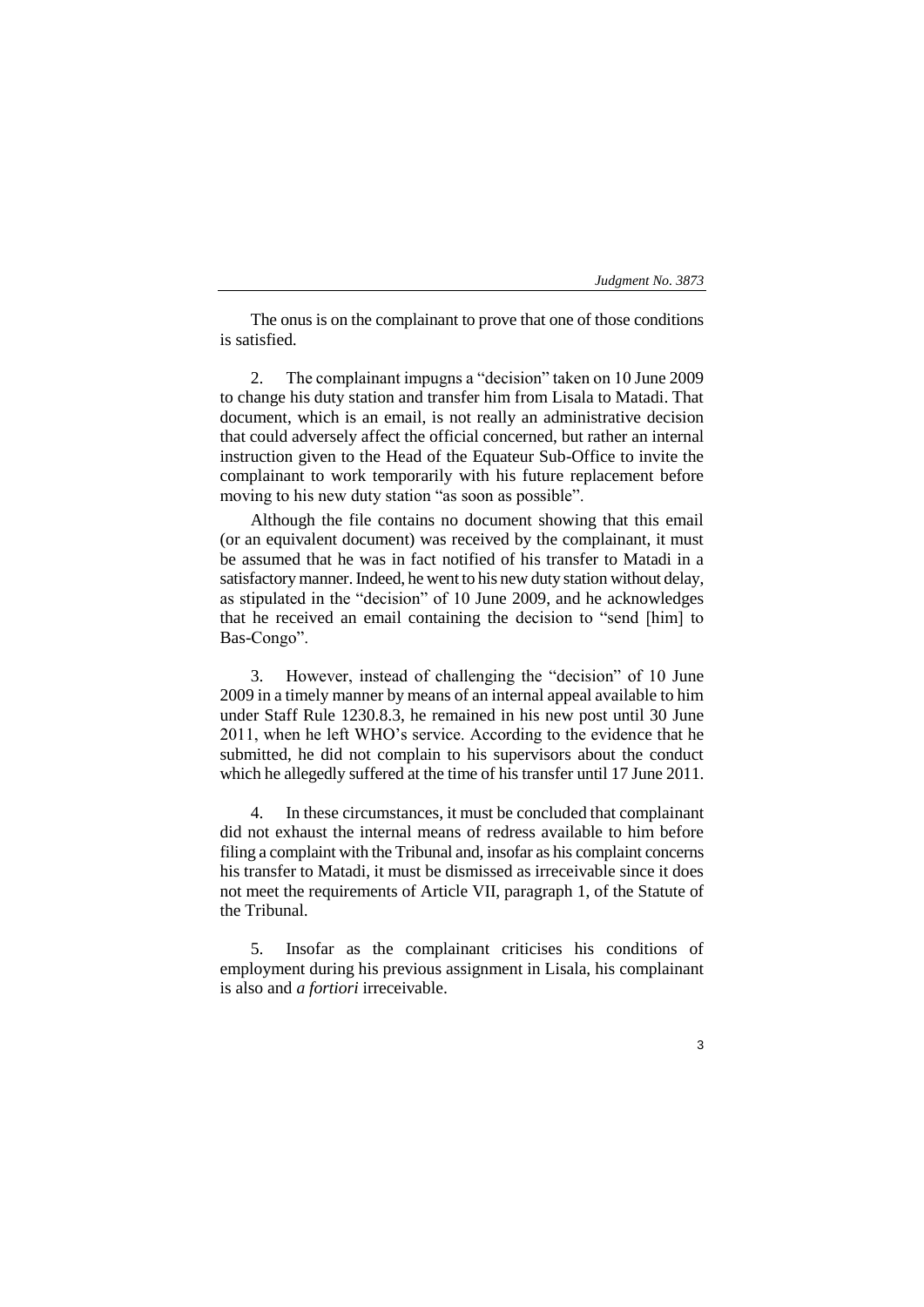The onus is on the complainant to prove that one of those conditions is satisfied.

2. The complainant impugns a "decision" taken on 10 June 2009 to change his duty station and transfer him from Lisala to Matadi. That document, which is an email, is not really an administrative decision that could adversely affect the official concerned, but rather an internal instruction given to the Head of the Equateur Sub-Office to invite the complainant to work temporarily with his future replacement before moving to his new duty station "as soon as possible".

Although the file contains no document showing that this email (or an equivalent document) was received by the complainant, it must be assumed that he was in fact notified of his transfer to Matadi in a satisfactory manner. Indeed, he went to his new duty station without delay, as stipulated in the "decision" of 10 June 2009, and he acknowledges that he received an email containing the decision to "send [him] to Bas-Congo".

3. However, instead of challenging the "decision" of 10 June 2009 in a timely manner by means of an internal appeal available to him under Staff Rule 1230.8.3, he remained in his new post until 30 June 2011, when he left WHO's service. According to the evidence that he submitted, he did not complain to his supervisors about the conduct which he allegedly suffered at the time of his transfer until 17 June 2011.

4. In these circumstances, it must be concluded that complainant did not exhaust the internal means of redress available to him before filing a complaint with the Tribunal and, insofar as his complaint concerns his transfer to Matadi, it must be dismissed as irreceivable since it does not meet the requirements of Article VII, paragraph 1, of the Statute of the Tribunal.

5. Insofar as the complainant criticises his conditions of employment during his previous assignment in Lisala, his complainant is also and *a fortiori* irreceivable.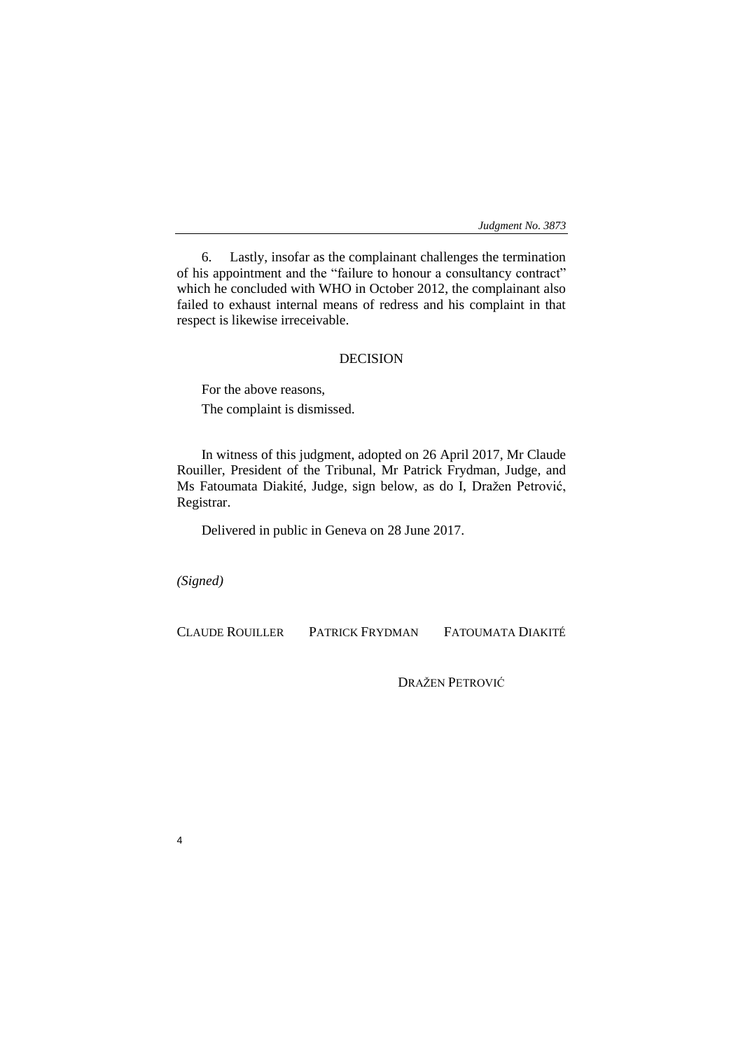6. Lastly, insofar as the complainant challenges the termination of his appointment and the "failure to honour a consultancy contract" which he concluded with WHO in October 2012, the complainant also failed to exhaust internal means of redress and his complaint in that respect is likewise irreceivable.

## DECISION

For the above reasons,

The complaint is dismissed.

In witness of this judgment, adopted on 26 April 2017, Mr Claude Rouiller, President of the Tribunal, Mr Patrick Frydman, Judge, and Ms Fatoumata Diakité, Judge, sign below, as do I, Dražen Petrović, Registrar.

Delivered in public in Geneva on 28 June 2017.

*(Signed)*

CLAUDE ROUILLER PATRICK FRYDMAN FATOUMATA DIAKITÉ

DRAŽEN PETROVIĆ